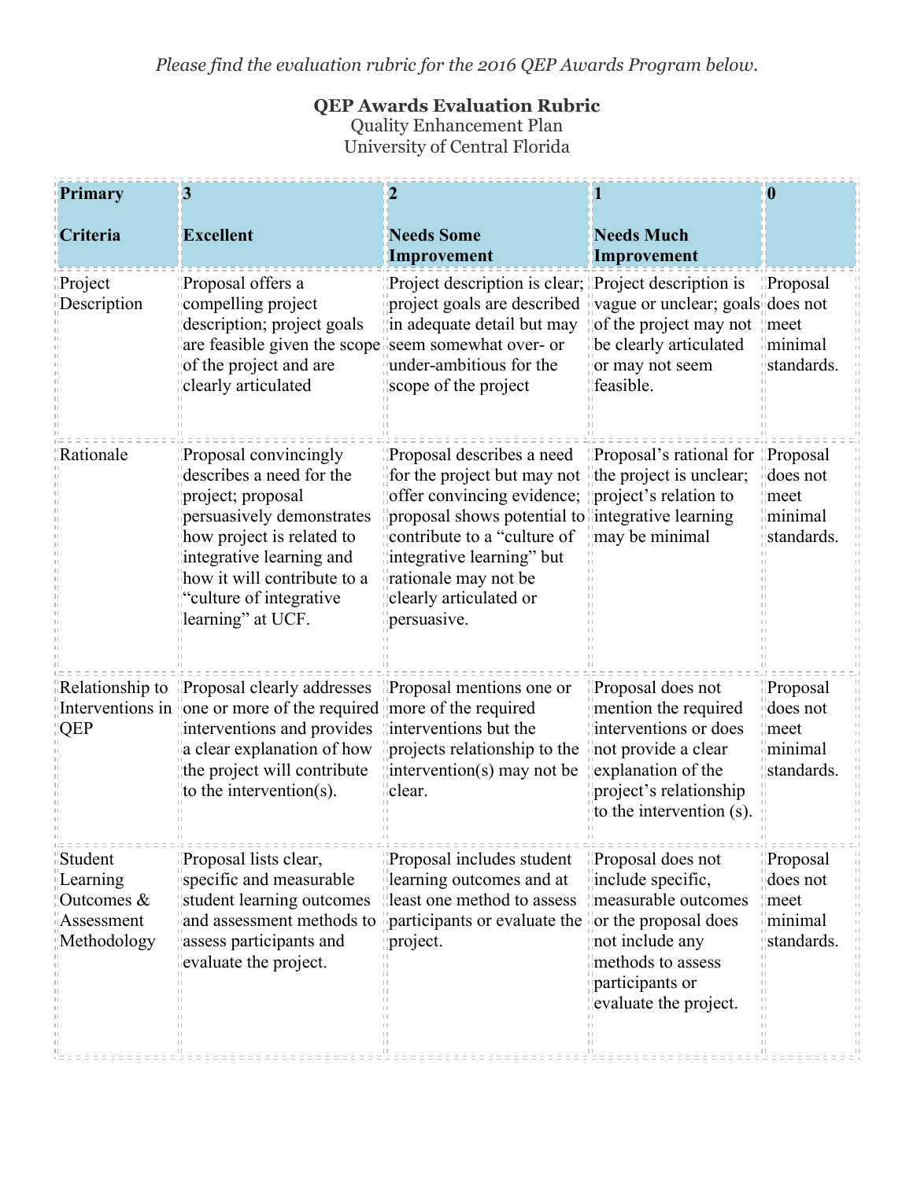*Please find the evaluation rubric for the 2016 QEP Awards Program below.*

**QEP Awards Evaluation Rubric**
Quality Enhancement Plan
University of Central Florida

| **Primary Criteria** | **3 Excellent** | **2 Needs Some Improvement** | **1 Needs Much Improvement** | **0** |
|---|---|---|---|---|
| Project Description | Proposal offers a compelling project description; project goals are feasible given the scope of the project and are clearly articulated | Project description is clear; project goals are described in adequate detail but may seem somewhat over- or under-ambitious for the scope of the project | Project description is vague or unclear; goals of the project may not be clearly articulated or may not seem feasible. | Proposal does not meet minimal standards. |
| Rationale | Proposal convincingly describes a need for the project; proposal persuasively demonstrates how project is related to integrative learning and how it will contribute to a "culture of integrative learning" at UCF. | Proposal describes a need for the project but may not offer convincing evidence; proposal shows potential to contribute to a "culture of integrative learning" but rationale may not be clearly articulated or persuasive. | Proposal's rational for the project is unclear; project's relation to integrative learning may be minimal | Proposal does not meet minimal standards. |
| Relationship to Interventions in QEP | Proposal clearly addresses one or more of the required interventions and provides a clear explanation of how the project will contribute to the intervention(s). | Proposal mentions one or more of the required interventions but the projects relationship to the intervention(s) may not be clear. | Proposal does not mention the required interventions or does not provide a clear explanation of the project's relationship to the intervention (s). | Proposal does not meet minimal standards. |
| Student Learning Outcomes & Assessment Methodology | Proposal lists clear, specific and measurable student learning outcomes and assessment methods to assess participants and evaluate the project. | Proposal includes student learning outcomes and at least one method to assess participants or evaluate the project. | Proposal does not include specific, measurable outcomes or the proposal does not include any methods to assess participants or evaluate the project. | Proposal does not meet minimal standards. |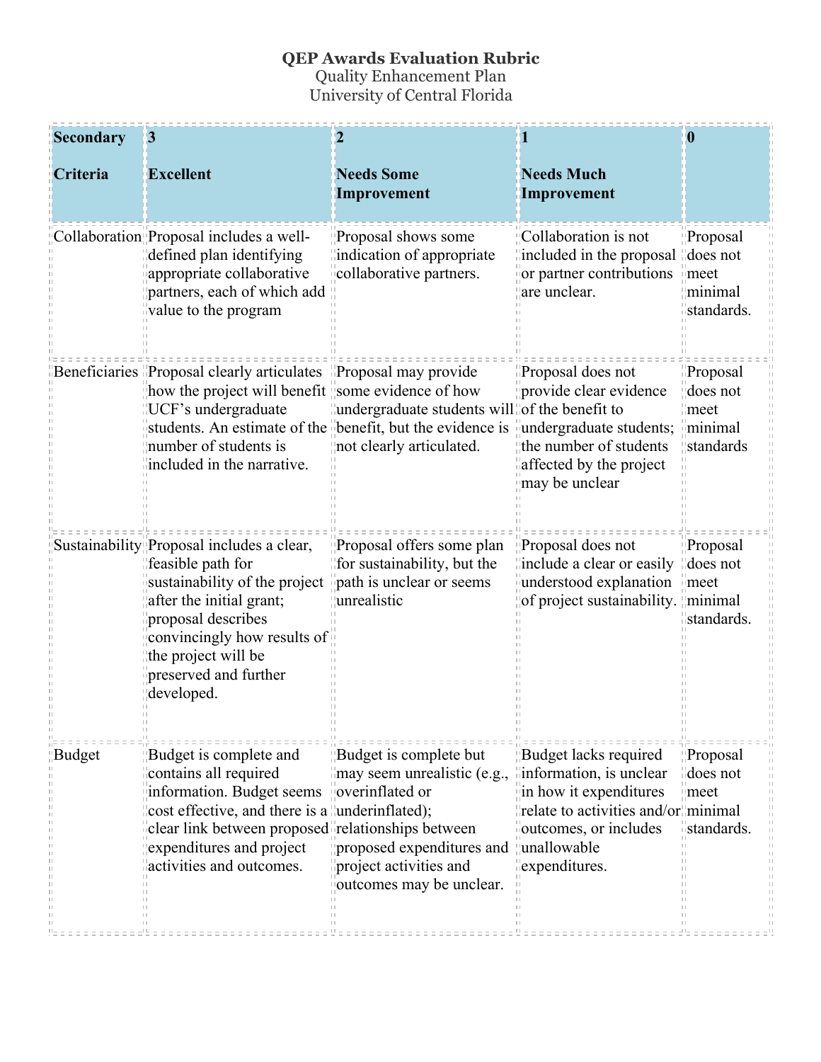**QEP Awards Evaluation Rubric**
Quality Enhancement Plan
University of Central Florida

| **Secondary Criteria** | **3 Excellent** | **2 Needs Some Improvement** | **1 Needs Much Improvement** | **0** |
|---|---|---|---|---|
| Collaboration | Proposal includes a well-defined plan identifying appropriate collaborative partners, each of which add value to the program | Proposal shows some indication of appropriate collaborative partners. | Collaboration is not included in the proposal or partner contributions are unclear. | Proposal does not meet minimal standards. |
| Beneficiaries | Proposal clearly articulates how the project will benefit UCF's undergraduate students. An estimate of the number of students is included in the narrative. | Proposal may provide some evidence of how undergraduate students will benefit, but the evidence is not clearly articulated. | Proposal does not provide clear evidence of the benefit to undergraduate students; the number of students affected by the project may be unclear | Proposal does not meet minimal standards |
| Sustainability | Proposal includes a clear, feasible path for sustainability of the project after the initial grant; proposal describes convincingly how results of the project will be preserved and further developed. | Proposal offers some plan for sustainability, but the path is unclear or seems unrealistic | Proposal does not include a clear or easily understood explanation of project sustainability. | Proposal does not meet minimal standards. |
| Budget | Budget is complete and contains all required information. Budget seems cost effective, and there is a clear link between proposed expenditures and project activities and outcomes. | Budget is complete but may seem unrealistic (e.g., overinflated or underinflated); relationships between proposed expenditures and project activities and outcomes may be unclear. | Budget lacks required information, is unclear in how it expenditures relate to activities and/or outcomes, or includes unallowable expenditures. | Proposal does not meet minimal standards. |